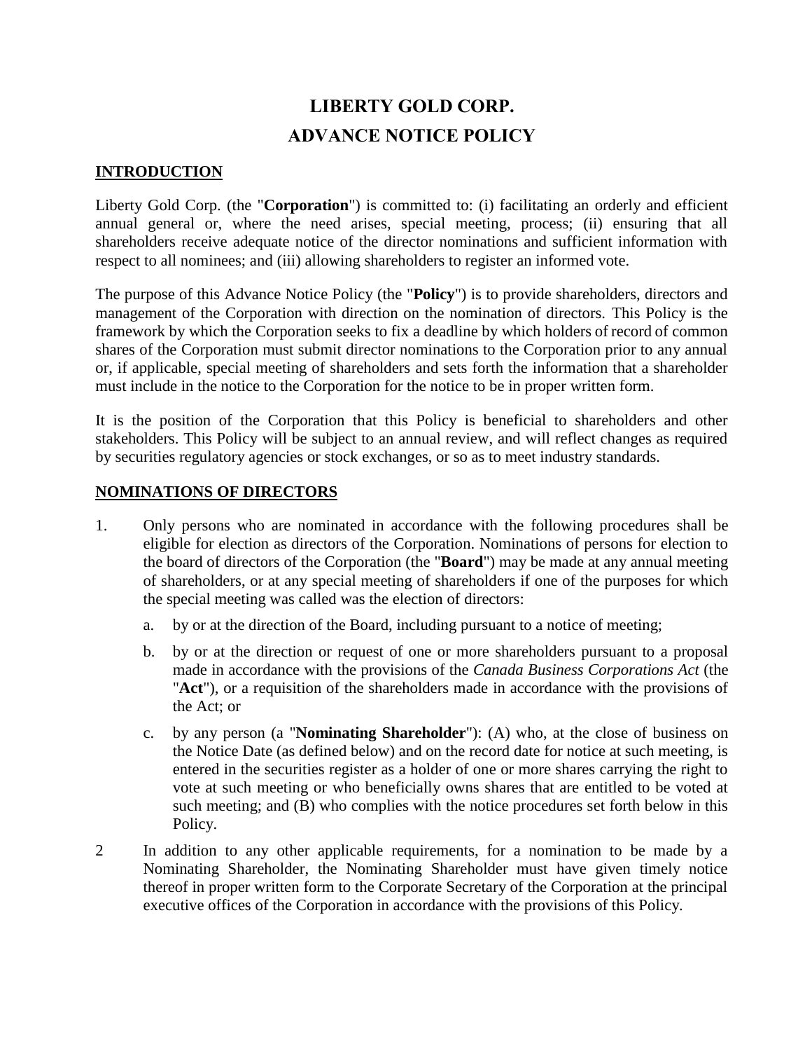# LIBERTY GOLD CORP.
# ADVANCE NOTICE POLICY

## INTRODUCTION

Liberty Gold Corp. (the "**Corporation**") is committed to: (i) facilitating an orderly and efficient annual general or, where the need arises, special meeting, process; (ii) ensuring that all shareholders receive adequate notice of the director nominations and sufficient information with respect to all nominees; and (iii) allowing shareholders to register an informed vote.

The purpose of this Advance Notice Policy (the "**Policy**") is to provide shareholders, directors and management of the Corporation with direction on the nomination of directors. This Policy is the framework by which the Corporation seeks to fix a deadline by which holders of record of common shares of the Corporation must submit director nominations to the Corporation prior to any annual or, if applicable, special meeting of shareholders and sets forth the information that a shareholder must include in the notice to the Corporation for the notice to be in proper written form.

It is the position of the Corporation that this Policy is beneficial to shareholders and other stakeholders. This Policy will be subject to an annual review, and will reflect changes as required by securities regulatory agencies or stock exchanges, or so as to meet industry standards.

## NOMINATIONS OF DIRECTORS

1. Only persons who are nominated in accordance with the following procedures shall be eligible for election as directors of the Corporation. Nominations of persons for election to the board of directors of the Corporation (the "**Board**") may be made at any annual meeting of shareholders, or at any special meeting of shareholders if one of the purposes for which the special meeting was called was the election of directors:

   a. by or at the direction of the Board, including pursuant to a notice of meeting;

   b. by or at the direction or request of one or more shareholders pursuant to a proposal made in accordance with the provisions of the *Canada Business Corporations Act* (the "**Act**"), or a requisition of the shareholders made in accordance with the provisions of the Act; or

   c. by any person (a "**Nominating Shareholder**"): (A) who, at the close of business on the Notice Date (as defined below) and on the record date for notice at such meeting, is entered in the securities register as a holder of one or more shares carrying the right to vote at such meeting or who beneficially owns shares that are entitled to be voted at such meeting; and (B) who complies with the notice procedures set forth below in this Policy.

2. In addition to any other applicable requirements, for a nomination to be made by a Nominating Shareholder, the Nominating Shareholder must have given timely notice thereof in proper written form to the Corporate Secretary of the Corporation at the principal executive offices of the Corporation in accordance with the provisions of this Policy.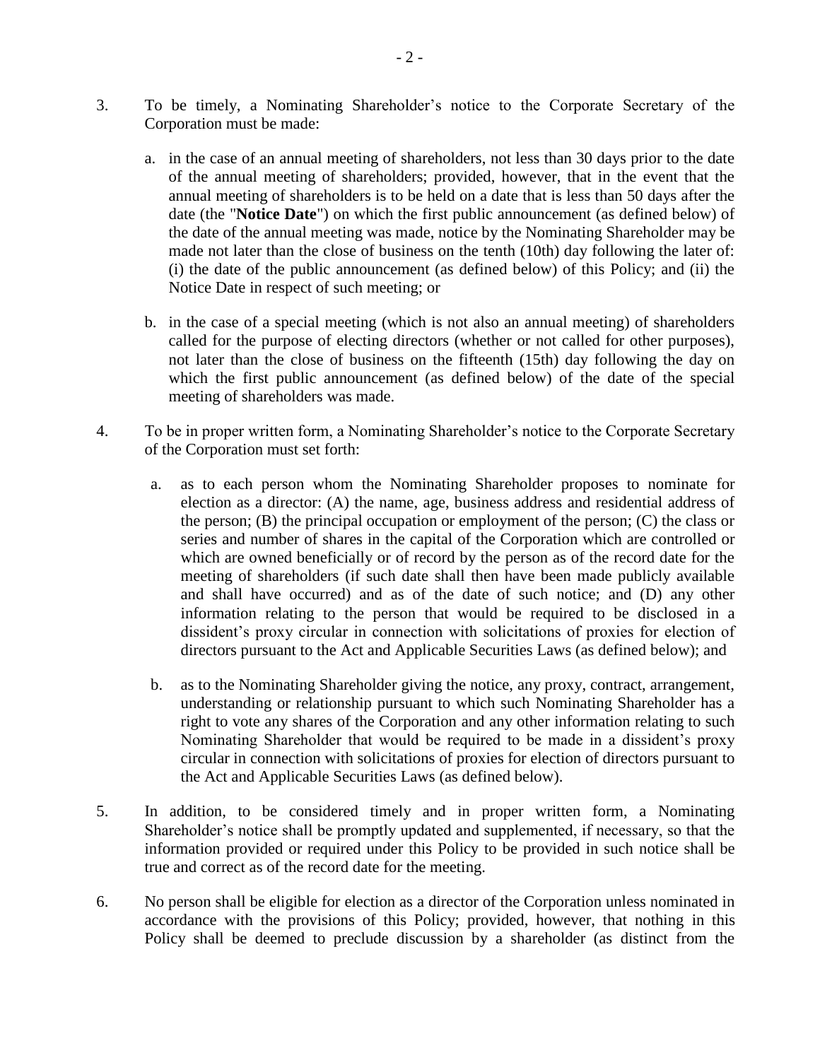3. To be timely, a Nominating Shareholder's notice to the Corporate Secretary of the Corporation must be made:

   a. in the case of an annual meeting of shareholders, not less than 30 days prior to the date of the annual meeting of shareholders; provided, however, that in the event that the annual meeting of shareholders is to be held on a date that is less than 50 days after the date (the "**Notice Date**") on which the first public announcement (as defined below) of the date of the annual meeting was made, notice by the Nominating Shareholder may be made not later than the close of business on the tenth (10th) day following the later of: (i) the date of the public announcement (as defined below) of this Policy; and (ii) the Notice Date in respect of such meeting; or

   b. in the case of a special meeting (which is not also an annual meeting) of shareholders called for the purpose of electing directors (whether or not called for other purposes), not later than the close of business on the fifteenth (15th) day following the day on which the first public announcement (as defined below) of the date of the special meeting of shareholders was made.

4. To be in proper written form, a Nominating Shareholder's notice to the Corporate Secretary of the Corporation must set forth:

   a. as to each person whom the Nominating Shareholder proposes to nominate for election as a director: (A) the name, age, business address and residential address of the person; (B) the principal occupation or employment of the person; (C) the class or series and number of shares in the capital of the Corporation which are controlled or which are owned beneficially or of record by the person as of the record date for the meeting of shareholders (if such date shall then have been made publicly available and shall have occurred) and as of the date of such notice; and (D) any other information relating to the person that would be required to be disclosed in a dissident's proxy circular in connection with solicitations of proxies for election of directors pursuant to the Act and Applicable Securities Laws (as defined below); and

   b. as to the Nominating Shareholder giving the notice, any proxy, contract, arrangement, understanding or relationship pursuant to which such Nominating Shareholder has a right to vote any shares of the Corporation and any other information relating to such Nominating Shareholder that would be required to be made in a dissident's proxy circular in connection with solicitations of proxies for election of directors pursuant to the Act and Applicable Securities Laws (as defined below).

5. In addition, to be considered timely and in proper written form, a Nominating Shareholder's notice shall be promptly updated and supplemented, if necessary, so that the information provided or required under this Policy to be provided in such notice shall be true and correct as of the record date for the meeting.

6. No person shall be eligible for election as a director of the Corporation unless nominated in accordance with the provisions of this Policy; provided, however, that nothing in this Policy shall be deemed to preclude discussion by a shareholder (as distinct from the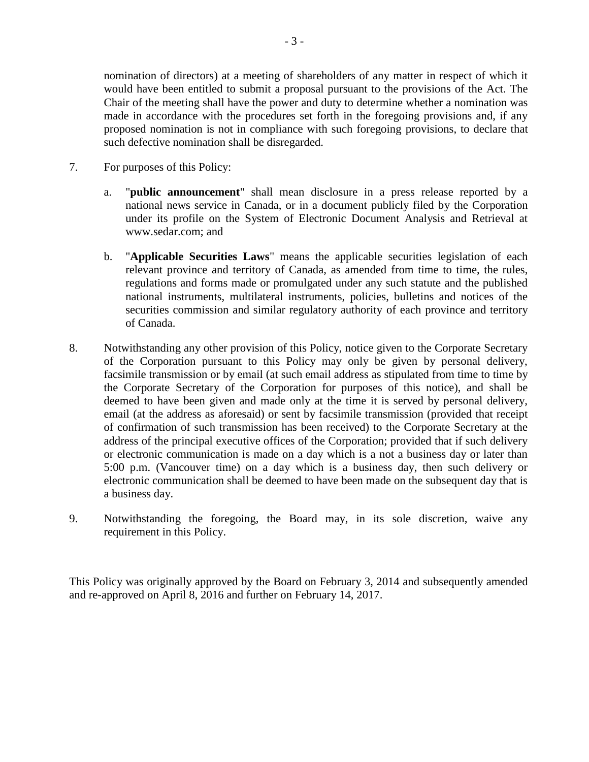nomination of directors) at a meeting of shareholders of any matter in respect of which it would have been entitled to submit a proposal pursuant to the provisions of the Act. The Chair of the meeting shall have the power and duty to determine whether a nomination was made in accordance with the procedures set forth in the foregoing provisions and, if any proposed nomination is not in compliance with such foregoing provisions, to declare that such defective nomination shall be disregarded.

7. For purposes of this Policy:

   a. "**public announcement**" shall mean disclosure in a press release reported by a national news service in Canada, or in a document publicly filed by the Corporation under its profile on the System of Electronic Document Analysis and Retrieval at www.sedar.com; and

   b. "**Applicable Securities Laws**" means the applicable securities legislation of each relevant province and territory of Canada, as amended from time to time, the rules, regulations and forms made or promulgated under any such statute and the published national instruments, multilateral instruments, policies, bulletins and notices of the securities commission and similar regulatory authority of each province and territory of Canada.

8. Notwithstanding any other provision of this Policy, notice given to the Corporate Secretary of the Corporation pursuant to this Policy may only be given by personal delivery, facsimile transmission or by email (at such email address as stipulated from time to time by the Corporate Secretary of the Corporation for purposes of this notice), and shall be deemed to have been given and made only at the time it is served by personal delivery, email (at the address as aforesaid) or sent by facsimile transmission (provided that receipt of confirmation of such transmission has been received) to the Corporate Secretary at the address of the principal executive offices of the Corporation; provided that if such delivery or electronic communication is made on a day which is a not a business day or later than 5:00 p.m. (Vancouver time) on a day which is a business day, then such delivery or electronic communication shall be deemed to have been made on the subsequent day that is a business day.

9. Notwithstanding the foregoing, the Board may, in its sole discretion, waive any requirement in this Policy.

This Policy was originally approved by the Board on February 3, 2014 and subsequently amended and re-approved on April 8, 2016 and further on February 14, 2017.